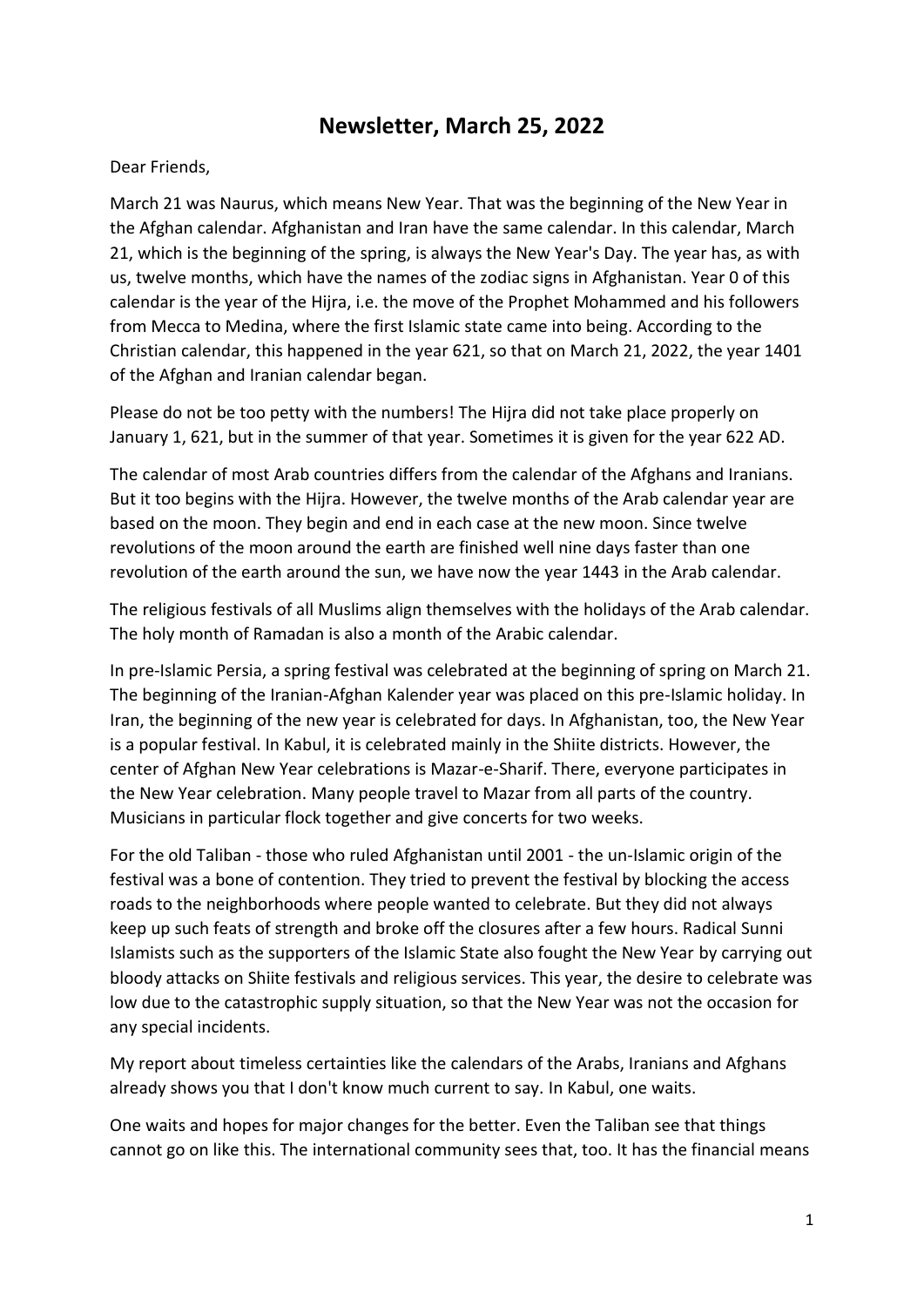# Newsletter, March 25, 2022

Dear Friends,

March 21 was Naurus, which means New Year. That was the beginning of the New Year in the Afghan calendar. Afghanistan and Iran have the same calendar. In this calendar, March 21, which is the beginning of the spring, is always the New Year's Day. The year has, as with us, twelve months, which have the names of the zodiac signs in Afghanistan. Year 0 of this calendar is the year of the Hijra, i.e. the move of the Prophet Mohammed and his followers from Mecca to Medina, where the first Islamic state came into being. According to the Christian calendar, this happened in the year 621, so that on March 21, 2022, the year 1401 of the Afghan and Iranian calendar began.

Please do not be too petty with the numbers! The Hijra did not take place properly on January 1, 621, but in the summer of that year. Sometimes it is given for the year 622 AD.

The calendar of most Arab countries differs from the calendar of the Afghans and Iranians. But it too begins with the Hijra. However, the twelve months of the Arab calendar year are based on the moon. They begin and end in each case at the new moon. Since twelve revolutions of the moon around the earth are finished well nine days faster than one revolution of the earth around the sun, we have now the year 1443 in the Arab calendar.

The religious festivals of all Muslims align themselves with the holidays of the Arab calendar. The holy month of Ramadan is also a month of the Arabic calendar.

In pre-Islamic Persia, a spring festival was celebrated at the beginning of spring on March 21. The beginning of the Iranian-Afghan Kalender year was placed on this pre-Islamic holiday. In Iran, the beginning of the new year is celebrated for days. In Afghanistan, too, the New Year is a popular festival. In Kabul, it is celebrated mainly in the Shiite districts. However, the center of Afghan New Year celebrations is Mazar-e-Sharif. There, everyone participates in the New Year celebration. Many people travel to Mazar from all parts of the country. Musicians in particular flock together and give concerts for two weeks.

For the old Taliban - those who ruled Afghanistan until 2001 - the un-Islamic origin of the festival was a bone of contention. They tried to prevent the festival by blocking the access roads to the neighborhoods where people wanted to celebrate. But they did not always keep up such feats of strength and broke off the closures after a few hours. Radical Sunni Islamists such as the supporters of the Islamic State also fought the New Year by carrying out bloody attacks on Shiite festivals and religious services. This year, the desire to celebrate was low due to the catastrophic supply situation, so that the New Year was not the occasion for any special incidents.

My report about timeless certainties like the calendars of the Arabs, Iranians and Afghans already shows you that I don't know much current to say. In Kabul, one waits.

One waits and hopes for major changes for the better. Even the Taliban see that things cannot go on like this. The international community sees that, too. It has the financial means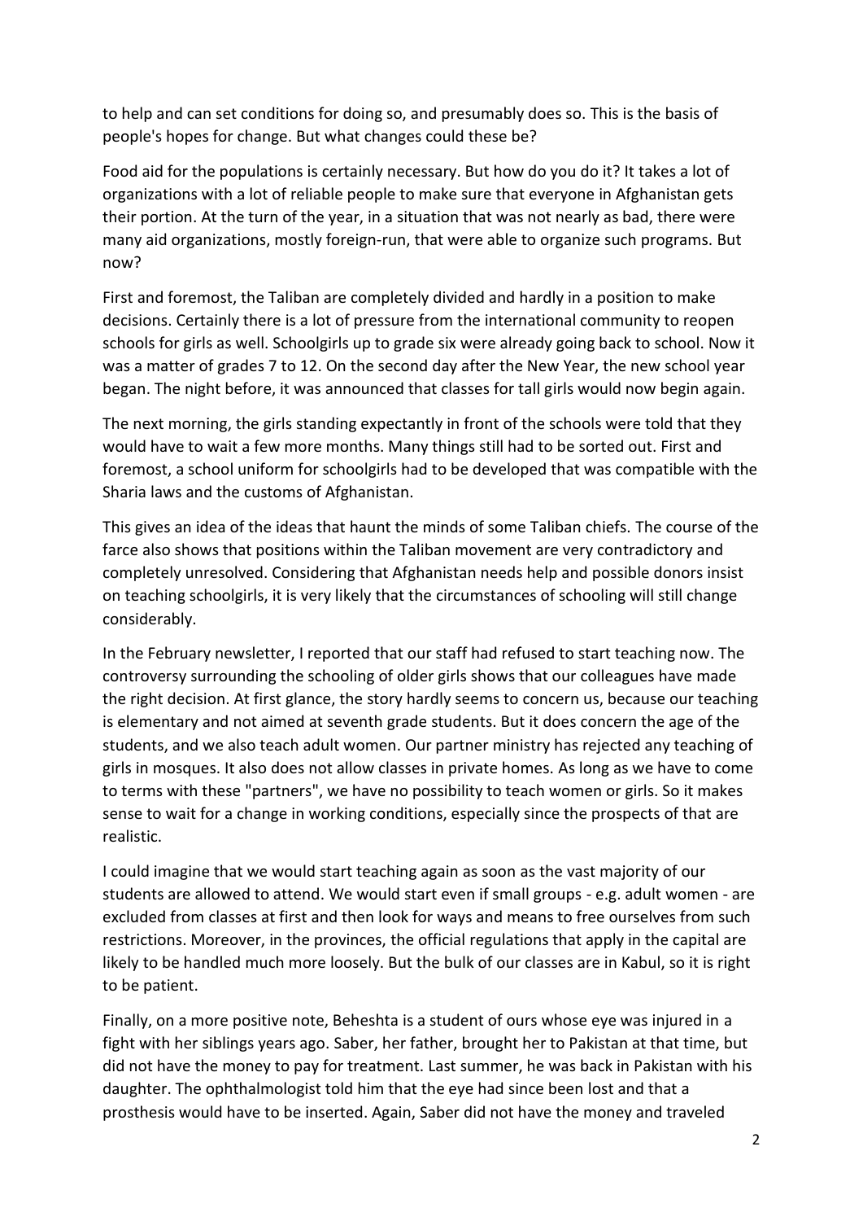to help and can set conditions for doing so, and presumably does so. This is the basis of people's hopes for change. But what changes could these be?

Food aid for the populations is certainly necessary. But how do you do it? It takes a lot of organizations with a lot of reliable people to make sure that everyone in Afghanistan gets their portion. At the turn of the year, in a situation that was not nearly as bad, there were many aid organizations, mostly foreign-run, that were able to organize such programs. But now?

First and foremost, the Taliban are completely divided and hardly in a position to make decisions. Certainly there is a lot of pressure from the international community to reopen schools for girls as well. Schoolgirls up to grade six were already going back to school. Now it was a matter of grades 7 to 12. On the second day after the New Year, the new school year began. The night before, it was announced that classes for tall girls would now begin again.

The next morning, the girls standing expectantly in front of the schools were told that they would have to wait a few more months. Many things still had to be sorted out. First and foremost, a school uniform for schoolgirls had to be developed that was compatible with the Sharia laws and the customs of Afghanistan.

This gives an idea of the ideas that haunt the minds of some Taliban chiefs. The course of the farce also shows that positions within the Taliban movement are very contradictory and completely unresolved. Considering that Afghanistan needs help and possible donors insist on teaching schoolgirls, it is very likely that the circumstances of schooling will still change considerably.

In the February newsletter, I reported that our staff had refused to start teaching now. The controversy surrounding the schooling of older girls shows that our colleagues have made the right decision. At first glance, the story hardly seems to concern us, because our teaching is elementary and not aimed at seventh grade students. But it does concern the age of the students, and we also teach adult women. Our partner ministry has rejected any teaching of girls in mosques. It also does not allow classes in private homes. As long as we have to come to terms with these "partners", we have no possibility to teach women or girls. So it makes sense to wait for a change in working conditions, especially since the prospects of that are realistic.

I could imagine that we would start teaching again as soon as the vast majority of our students are allowed to attend. We would start even if small groups - e.g. adult women - are excluded from classes at first and then look for ways and means to free ourselves from such restrictions. Moreover, in the provinces, the official regulations that apply in the capital are likely to be handled much more loosely. But the bulk of our classes are in Kabul, so it is right to be patient.

Finally, on a more positive note, Beheshta is a student of ours whose eye was injured in a fight with her siblings years ago. Saber, her father, brought her to Pakistan at that time, but did not have the money to pay for treatment. Last summer, he was back in Pakistan with his daughter. The ophthalmologist told him that the eye had since been lost and that a prosthesis would have to be inserted. Again, Saber did not have the money and traveled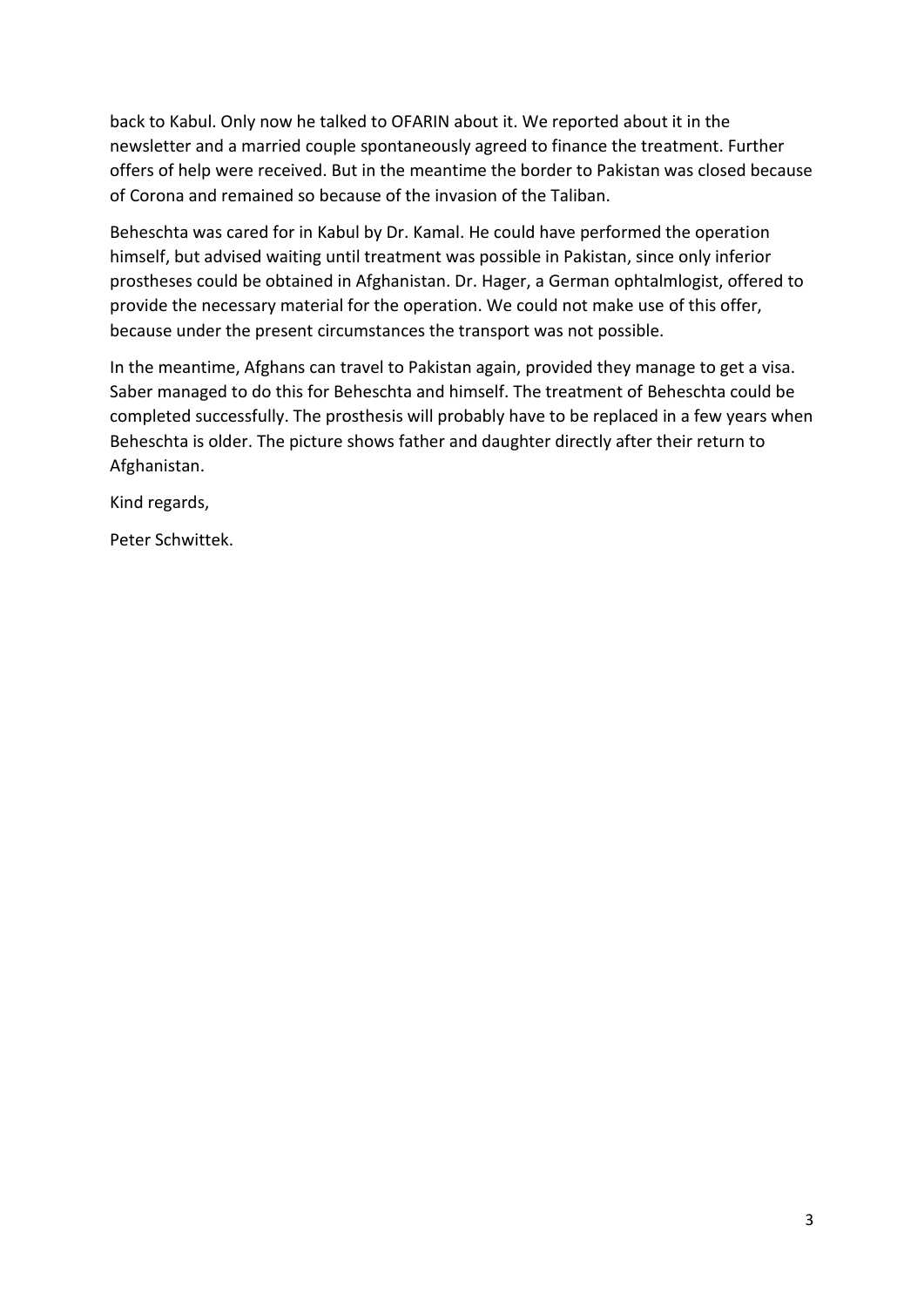back to Kabul. Only now he talked to OFARIN about it. We reported about it in the newsletter and a married couple spontaneously agreed to finance the treatment. Further offers of help were received. But in the meantime the border to Pakistan was closed because of Corona and remained so because of the invasion of the Taliban.

Beheschta was cared for in Kabul by Dr. Kamal. He could have performed the operation himself, but advised waiting until treatment was possible in Pakistan, since only inferior prostheses could be obtained in Afghanistan. Dr. Hager, a German ophtalmlogist, offered to provide the necessary material for the operation. We could not make use of this offer, because under the present circumstances the transport was not possible.

In the meantime, Afghans can travel to Pakistan again, provided they manage to get a visa. Saber managed to do this for Beheschta and himself. The treatment of Beheschta could be completed successfully. The prosthesis will probably have to be replaced in a few years when Beheschta is older. The picture shows father and daughter directly after their return to Afghanistan.

Kind regards,

Peter Schwittek.